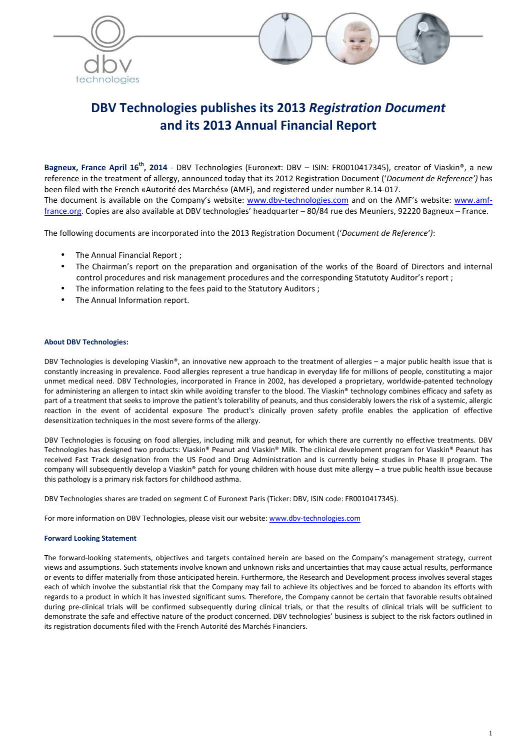# DBV Technologies publishes its 2013 *Registration Document* and its 2013 Annual Financial Report

**Bagneux, France April 16th, 2014** - DBV Technologies (Euronext: DBV – ISIN: FR0010417345), creator of Viaskin®, a new reference in the treatment of allergy, announced today that its 2012 Registration Document (*'Document de Reference')* has been filed with the French «Autorité des Marchés» (AMF), and registered under number R.14-017.
The document is available on the Company's website: www.dbv-technologies.com and on the AMF's website: www.amf-france.org. Copies are also available at DBV technologies' headquarter – 80/84 rue des Meuniers, 92220 Bagneux – France.

The following documents are incorporated into the 2013 Registration Document (*'Document de Reference')*:

- The Annual Financial Report ;
- The Chairman's report on the preparation and organisation of the works of the Board of Directors and internal control procedures and risk management procedures and the corresponding Statutoty Auditor's report ;
- The information relating to the fees paid to the Statutory Auditors ;
- The Annual Information report.

**About DBV Technologies:**

DBV Technologies is developing Viaskin®, an innovative new approach to the treatment of allergies – a major public health issue that is constantly increasing in prevalence. Food allergies represent a true handicap in everyday life for millions of people, constituting a major unmet medical need. DBV Technologies, incorporated in France in 2002, has developed a proprietary, worldwide-patented technology for administering an allergen to intact skin while avoiding transfer to the blood. The Viaskin® technology combines efficacy and safety as part of a treatment that seeks to improve the patient's tolerability of peanuts, and thus considerably lowers the risk of a systemic, allergic reaction in the event of accidental exposure The product's clinically proven safety profile enables the application of effective desensitization techniques in the most severe forms of the allergy.

DBV Technologies is focusing on food allergies, including milk and peanut, for which there are currently no effective treatments. DBV Technologies has designed two products: Viaskin® Peanut and Viaskin® Milk. The clinical development program for Viaskin® Peanut has received Fast Track designation from the US Food and Drug Administration and is currently being studies in Phase II program. The company will subsequently develop a Viaskin® patch for young children with house dust mite allergy – a true public health issue because this pathology is a primary risk factors for childhood asthma.

DBV Technologies shares are traded on segment C of Euronext Paris (Ticker: DBV, ISIN code: FR0010417345).

For more information on DBV Technologies, please visit our website: www.dbv-technologies.com

**Forward Looking Statement**

The forward-looking statements, objectives and targets contained herein are based on the Company's management strategy, current views and assumptions. Such statements involve known and unknown risks and uncertainties that may cause actual results, performance or events to differ materially from those anticipated herein. Furthermore, the Research and Development process involves several stages each of which involve the substantial risk that the Company may fail to achieve its objectives and be forced to abandon its efforts with regards to a product in which it has invested significant sums. Therefore, the Company cannot be certain that favorable results obtained during pre-clinical trials will be confirmed subsequently during clinical trials, or that the results of clinical trials will be sufficient to demonstrate the safe and effective nature of the product concerned. DBV technologies' business is subject to the risk factors outlined in its registration documents filed with the French Autorité des Marchés Financiers.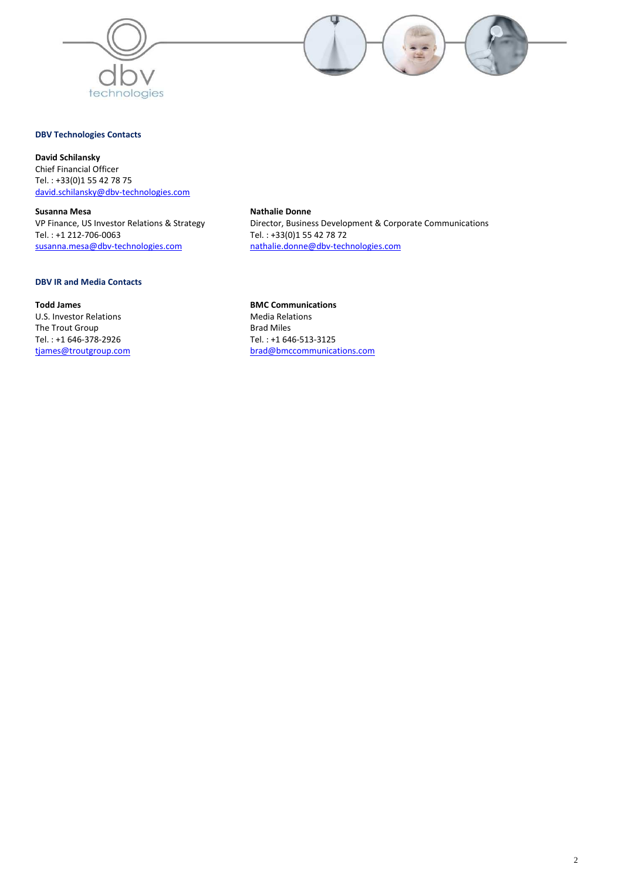### DBV Technologies Contacts

**David Schilansky**
Chief Financial Officer
Tel. : +33(0)1 55 42 78 75
david.schilansky@dbv-technologies.com

**Susanna Mesa**
VP Finance, US Investor Relations & Strategy
Tel. : +1 212-706-0063
susanna.mesa@dbv-technologies.com

**Nathalie Donne**
Director, Business Development & Corporate Communications
Tel. : +33(0)1 55 42 78 72
nathalie.donne@dbv-technologies.com

### DBV IR and Media Contacts

**Todd James**
U.S. Investor Relations
The Trout Group
Tel. : +1 646-378-2926
tjames@troutgroup.com

**BMC Communications**
Media Relations
Brad Miles
Tel. : +1 646-513-3125
brad@bmccommunications.com